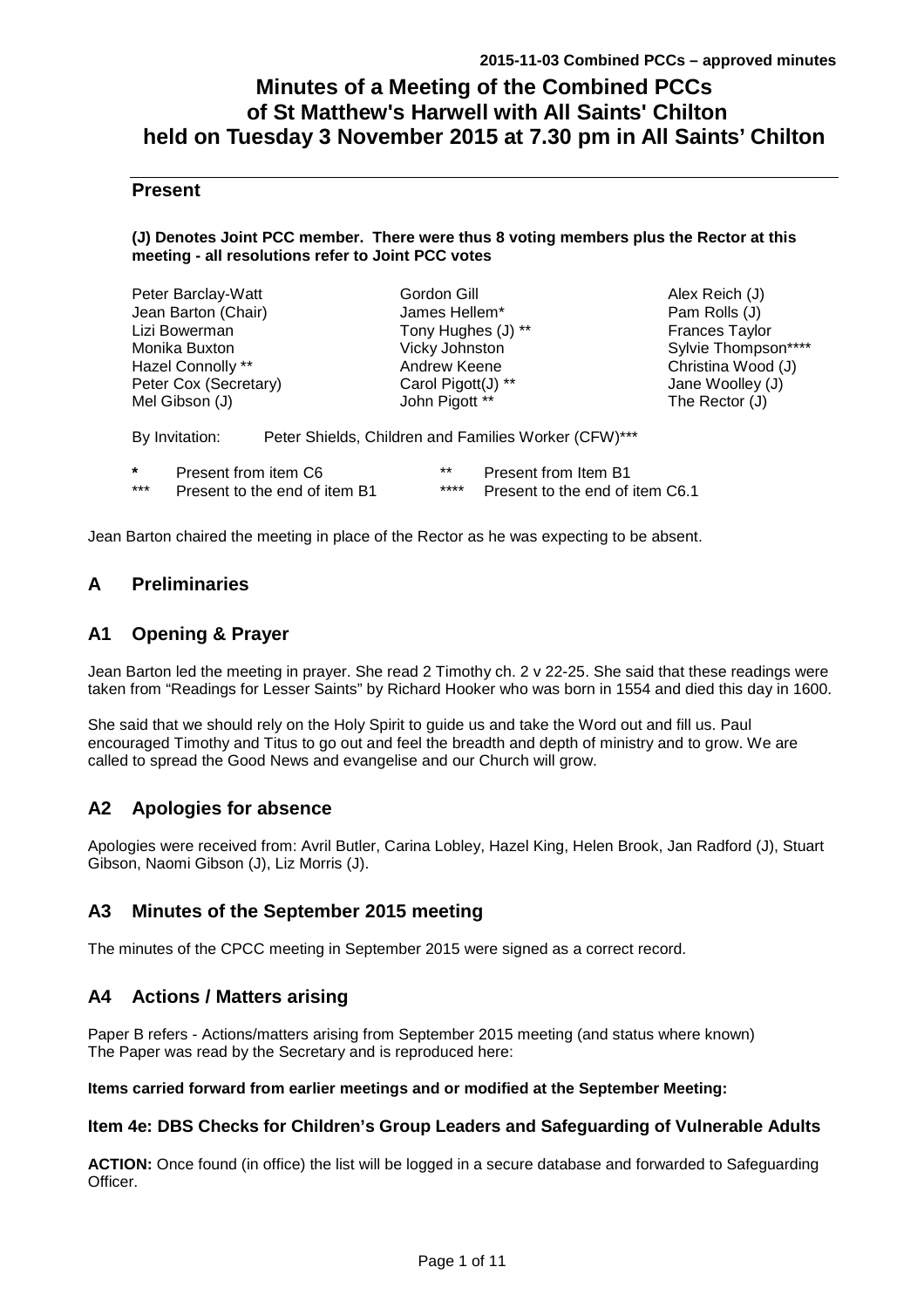# Minutes of a Meeting of the Combined PCCs of St Matthew's Harwell with All Saints' Chilton held on Tuesday 3 November 2015 at 7.30 pm in All Saints' Chilton

## Present

**(J) Denotes Joint PCC member. There were thus 8 voting members plus the Rector at this meeting - all resolutions refer to Joint PCC votes**

| | | |
|---|---|---|
| Peter Barclay-Watt | Gordon Gill | Alex Reich (J) |
| Jean Barton (Chair) | James Hellem* | Pam Rolls (J) |
| Lizi Bowerman | Tony Hughes (J) ** | Frances Taylor |
| Monika Buxton | Vicky Johnston | Sylvie Thompson**** |
| Hazel Connolly ** | Andrew Keene | Christina Wood (J) |
| Peter Cox (Secretary) | Carol Pigott(J) ** | Jane Woolley (J) |
| Mel Gibson (J) | John Pigott ** | The Rector (J) |

By Invitation: Peter Shields, Children and Families Worker (CFW)***

| | | | |
|---|---|---|---|
| * | Present from item C6 | ** | Present from Item B1 |
| *** | Present to the end of item B1 | **** | Present to the end of item C6.1 |

Jean Barton chaired the meeting in place of the Rector as he was expecting to be absent.

## A Preliminaries

## A1 Opening & Prayer

Jean Barton led the meeting in prayer. She read 2 Timothy ch. 2 v 22-25. She said that these readings were taken from "Readings for Lesser Saints" by Richard Hooker who was born in 1554 and died this day in 1600.

She said that we should rely on the Holy Spirit to guide us and take the Word out and fill us. Paul encouraged Timothy and Titus to go out and feel the breadth and depth of ministry and to grow. We are called to spread the Good News and evangelise and our Church will grow.

## A2 Apologies for absence

Apologies were received from: Avril Butler, Carina Lobley, Hazel King, Helen Brook, Jan Radford (J), Stuart Gibson, Naomi Gibson (J), Liz Morris (J).

## A3 Minutes of the September 2015 meeting

The minutes of the CPCC meeting in September 2015 were signed as a correct record.

## A4 Actions / Matters arising

Paper B refers - Actions/matters arising from September 2015 meeting (and status where known)
The Paper was read by the Secretary and is reproduced here:

**Items carried forward from earlier meetings and or modified at the September Meeting:**

### Item 4e: DBS Checks for Children's Group Leaders and Safeguarding of Vulnerable Adults

**ACTION:** Once found (in office) the list will be logged in a secure database and forwarded to Safeguarding Officer.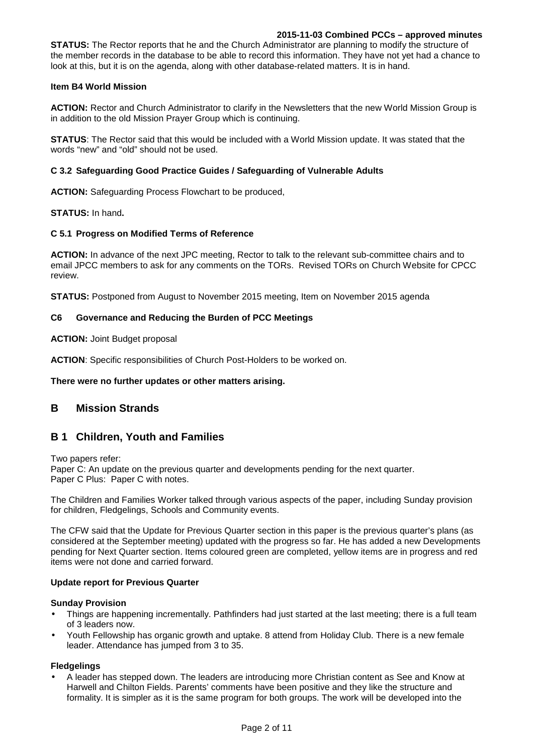**STATUS:** The Rector reports that he and the Church Administrator are planning to modify the structure of the member records in the database to be able to record this information. They have not yet had a chance to look at this, but it is on the agenda, along with other database-related matters. It is in hand.

**Item B4 World Mission**

**ACTION:** Rector and Church Administrator to clarify in the Newsletters that the new World Mission Group is in addition to the old Mission Prayer Group which is continuing.

**STATUS**: The Rector said that this would be included with a World Mission update. It was stated that the words "new" and "old" should not be used.

**C 3.2 Safeguarding Good Practice Guides / Safeguarding of Vulnerable Adults**

**ACTION:** Safeguarding Process Flowchart to be produced,

**STATUS:** In hand**.**

**C 5.1 Progress on Modified Terms of Reference**

**ACTION:** In advance of the next JPC meeting, Rector to talk to the relevant sub-committee chairs and to email JPCC members to ask for any comments on the TORs. Revised TORs on Church Website for CPCC review.

**STATUS:** Postponed from August to November 2015 meeting, Item on November 2015 agenda

**C6 Governance and Reducing the Burden of PCC Meetings**

**ACTION:** Joint Budget proposal

**ACTION**: Specific responsibilities of Church Post-Holders to be worked on.

**There were no further updates or other matters arising.**

## B Mission Strands

## B 1 Children, Youth and Families

Two papers refer:
Paper C: An update on the previous quarter and developments pending for the next quarter.
Paper C Plus: Paper C with notes.

The Children and Families Worker talked through various aspects of the paper, including Sunday provision for children, Fledgelings, Schools and Community events.

The CFW said that the Update for Previous Quarter section in this paper is the previous quarter's plans (as considered at the September meeting) updated with the progress so far. He has added a new Developments pending for Next Quarter section. Items coloured green are completed, yellow items are in progress and red items were not done and carried forward.

**Update report for Previous Quarter**

**Sunday Provision**

- Things are happening incrementally. Pathfinders had just started at the last meeting; there is a full team of 3 leaders now.
- Youth Fellowship has organic growth and uptake. 8 attend from Holiday Club. There is a new female leader. Attendance has jumped from 3 to 35.

**Fledgelings**

- A leader has stepped down. The leaders are introducing more Christian content as See and Know at Harwell and Chilton Fields. Parents' comments have been positive and they like the structure and formality. It is simpler as it is the same program for both groups. The work will be developed into the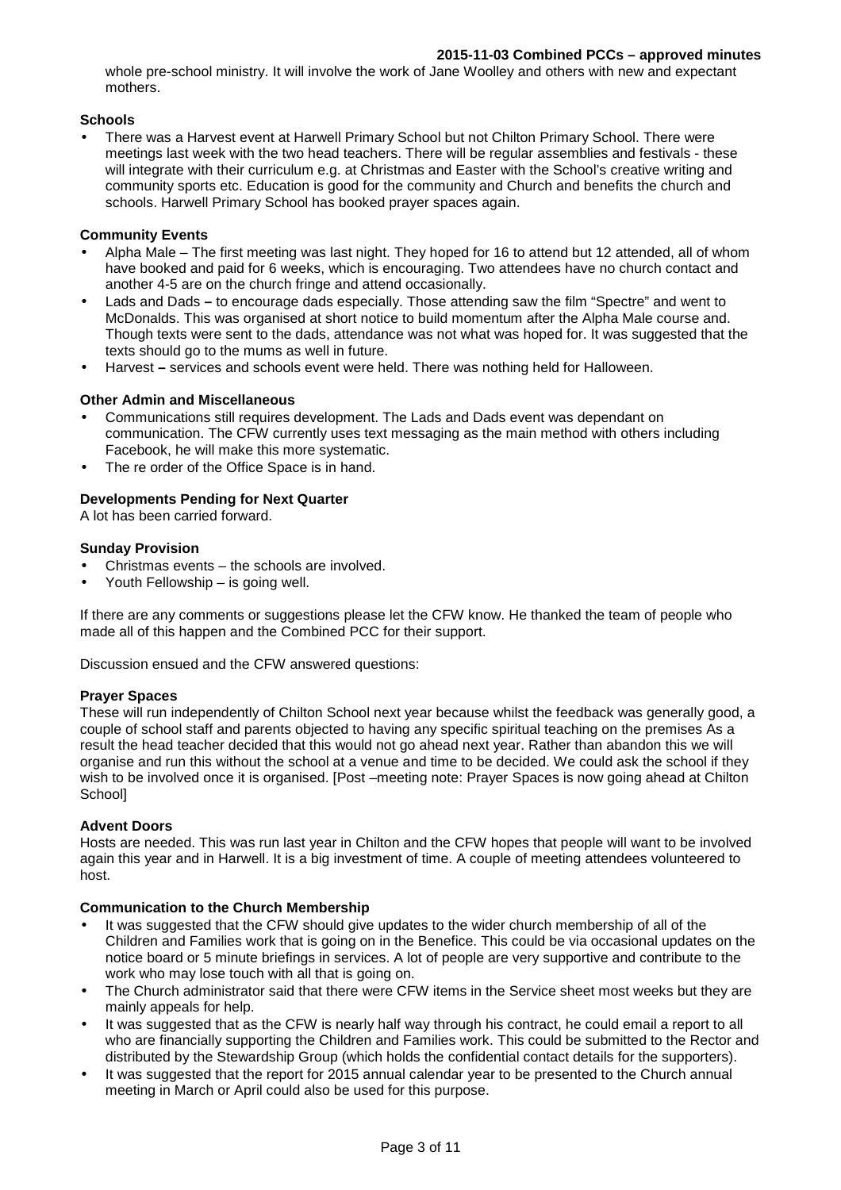whole pre-school ministry. It will involve the work of Jane Woolley and others with new and expectant mothers.

**Schools**

- There was a Harvest event at Harwell Primary School but not Chilton Primary School. There were meetings last week with the two head teachers. There will be regular assemblies and festivals - these will integrate with their curriculum e.g. at Christmas and Easter with the School's creative writing and community sports etc. Education is good for the community and Church and benefits the church and schools. Harwell Primary School has booked prayer spaces again.

**Community Events**

- Alpha Male – The first meeting was last night. They hoped for 16 to attend but 12 attended, all of whom have booked and paid for 6 weeks, which is encouraging. Two attendees have no church contact and another 4-5 are on the church fringe and attend occasionally.
- Lads and Dads **–** to encourage dads especially. Those attending saw the film "Spectre" and went to McDonalds. This was organised at short notice to build momentum after the Alpha Male course and. Though texts were sent to the dads, attendance was not what was hoped for. It was suggested that the texts should go to the mums as well in future.
- Harvest **–** services and schools event were held. There was nothing held for Halloween.

**Other Admin and Miscellaneous**

- Communications still requires development. The Lads and Dads event was dependant on communication. The CFW currently uses text messaging as the main method with others including Facebook, he will make this more systematic.
- The re order of the Office Space is in hand.

**Developments Pending for Next Quarter**

A lot has been carried forward.

**Sunday Provision**

- Christmas events – the schools are involved.
- Youth Fellowship – is going well.

If there are any comments or suggestions please let the CFW know. He thanked the team of people who made all of this happen and the Combined PCC for their support.

Discussion ensued and the CFW answered questions:

**Prayer Spaces**

These will run independently of Chilton School next year because whilst the feedback was generally good, a couple of school staff and parents objected to having any specific spiritual teaching on the premises As a result the head teacher decided that this would not go ahead next year. Rather than abandon this we will organise and run this without the school at a venue and time to be decided. We could ask the school if they wish to be involved once it is organised. [Post –meeting note: Prayer Spaces is now going ahead at Chilton School]

**Advent Doors**

Hosts are needed. This was run last year in Chilton and the CFW hopes that people will want to be involved again this year and in Harwell. It is a big investment of time. A couple of meeting attendees volunteered to host.

**Communication to the Church Membership**

- It was suggested that the CFW should give updates to the wider church membership of all of the Children and Families work that is going on in the Benefice. This could be via occasional updates on the notice board or 5 minute briefings in services. A lot of people are very supportive and contribute to the work who may lose touch with all that is going on.
- The Church administrator said that there were CFW items in the Service sheet most weeks but they are mainly appeals for help.
- It was suggested that as the CFW is nearly half way through his contract, he could email a report to all who are financially supporting the Children and Families work. This could be submitted to the Rector and distributed by the Stewardship Group (which holds the confidential contact details for the supporters).
- It was suggested that the report for 2015 annual calendar year to be presented to the Church annual meeting in March or April could also be used for this purpose.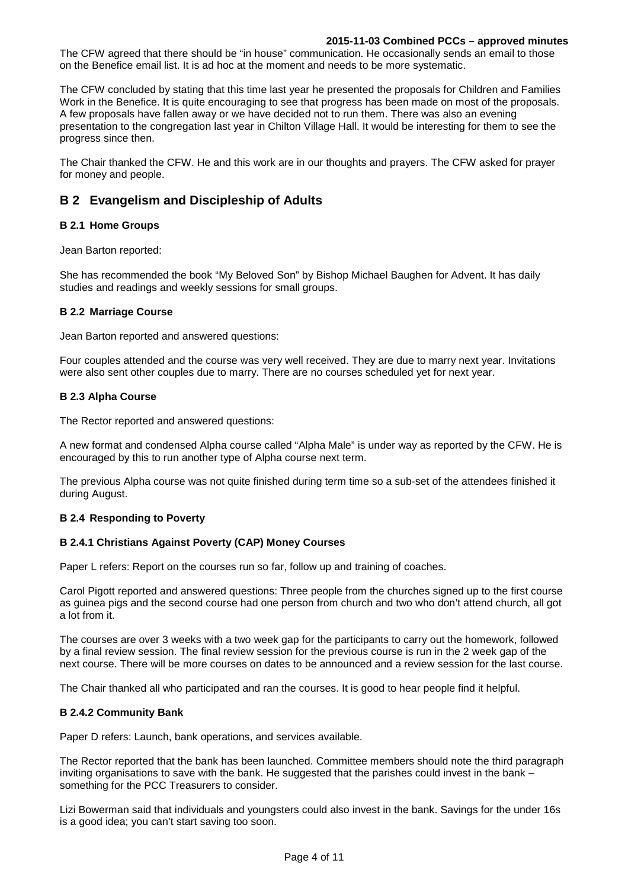The CFW agreed that there should be "in house" communication. He occasionally sends an email to those on the Benefice email list. It is ad hoc at the moment and needs to be more systematic.

The CFW concluded by stating that this time last year he presented the proposals for Children and Families Work in the Benefice. It is quite encouraging to see that progress has been made on most of the proposals. A few proposals have fallen away or we have decided not to run them. There was also an evening presentation to the congregation last year in Chilton Village Hall. It would be interesting for them to see the progress since then.

The Chair thanked the CFW. He and this work are in our thoughts and prayers. The CFW asked for prayer for money and people.

## B 2 Evangelism and Discipleship of Adults

### B 2.1 Home Groups

Jean Barton reported:

She has recommended the book "My Beloved Son" by Bishop Michael Baughen for Advent. It has daily studies and readings and weekly sessions for small groups.

### B 2.2 Marriage Course

Jean Barton reported and answered questions:

Four couples attended and the course was very well received. They are due to marry next year. Invitations were also sent other couples due to marry. There are no courses scheduled yet for next year.

### B 2.3 Alpha Course

The Rector reported and answered questions:

A new format and condensed Alpha course called "Alpha Male" is under way as reported by the CFW. He is encouraged by this to run another type of Alpha course next term.

The previous Alpha course was not quite finished during term time so a sub-set of the attendees finished it during August.

### B 2.4 Responding to Poverty

#### B 2.4.1 Christians Against Poverty (CAP) Money Courses

Paper L refers: Report on the courses run so far, follow up and training of coaches.

Carol Pigott reported and answered questions: Three people from the churches signed up to the first course as guinea pigs and the second course had one person from church and two who don't attend church, all got a lot from it.

The courses are over 3 weeks with a two week gap for the participants to carry out the homework, followed by a final review session. The final review session for the previous course is run in the 2 week gap of the next course. There will be more courses on dates to be announced and a review session for the last course.

The Chair thanked all who participated and ran the courses. It is good to hear people find it helpful.

#### B 2.4.2 Community Bank

Paper D refers: Launch, bank operations, and services available.

The Rector reported that the bank has been launched. Committee members should note the third paragraph inviting organisations to save with the bank. He suggested that the parishes could invest in the bank – something for the PCC Treasurers to consider.

Lizi Bowerman said that individuals and youngsters could also invest in the bank. Savings for the under 16s is a good idea; you can't start saving too soon.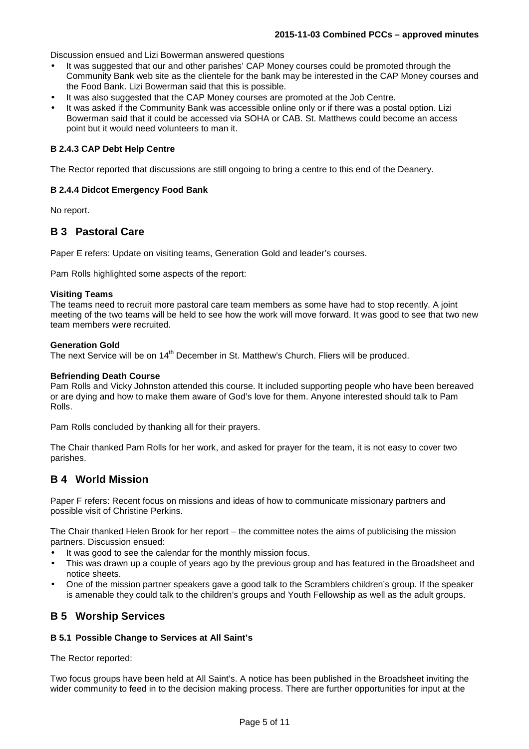Discussion ensued and Lizi Bowerman answered questions

- It was suggested that our and other parishes' CAP Money courses could be promoted through the Community Bank web site as the clientele for the bank may be interested in the CAP Money courses and the Food Bank. Lizi Bowerman said that this is possible.
- It was also suggested that the CAP Money courses are promoted at the Job Centre.
- It was asked if the Community Bank was accessible online only or if there was a postal option. Lizi Bowerman said that it could be accessed via SOHA or CAB. St. Matthews could become an access point but it would need volunteers to man it.

#### B 2.4.3 CAP Debt Help Centre

The Rector reported that discussions are still ongoing to bring a centre to this end of the Deanery.

#### B 2.4.4 Didcot Emergency Food Bank

No report.

## B 3 Pastoral Care

Paper E refers: Update on visiting teams, Generation Gold and leader's courses.

Pam Rolls highlighted some aspects of the report:

**Visiting Teams**
The teams need to recruit more pastoral care team members as some have had to stop recently. A joint meeting of the two teams will be held to see how the work will move forward. It was good to see that two new team members were recruited.

**Generation Gold**
The next Service will be on 14th December in St. Matthew's Church. Fliers will be produced.

**Befriending Death Course**
Pam Rolls and Vicky Johnston attended this course. It included supporting people who have been bereaved or are dying and how to make them aware of God's love for them. Anyone interested should talk to Pam Rolls.

Pam Rolls concluded by thanking all for their prayers.

The Chair thanked Pam Rolls for her work, and asked for prayer for the team, it is not easy to cover two parishes.

## B 4 World Mission

Paper F refers: Recent focus on missions and ideas of how to communicate missionary partners and possible visit of Christine Perkins.

The Chair thanked Helen Brook for her report – the committee notes the aims of publicising the mission partners. Discussion ensued:

- It was good to see the calendar for the monthly mission focus.
- This was drawn up a couple of years ago by the previous group and has featured in the Broadsheet and notice sheets.
- One of the mission partner speakers gave a good talk to the Scramblers children's group. If the speaker is amenable they could talk to the children's groups and Youth Fellowship as well as the adult groups.

## B 5 Worship Services

#### B 5.1 Possible Change to Services at All Saint's

The Rector reported:

Two focus groups have been held at All Saint's. A notice has been published in the Broadsheet inviting the wider community to feed in to the decision making process. There are further opportunities for input at the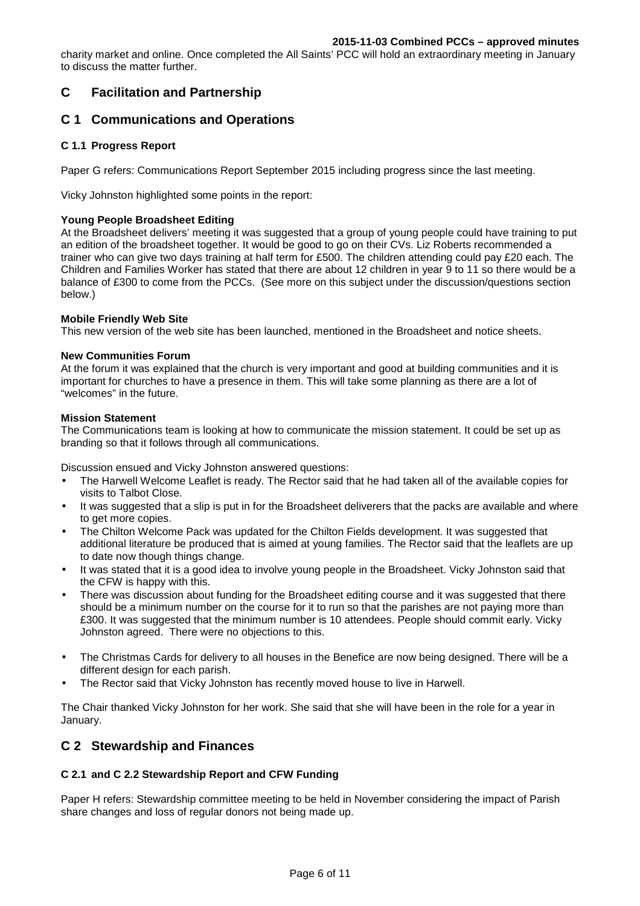charity market and online. Once completed the All Saints' PCC will hold an extraordinary meeting in January to discuss the matter further.

## C Facilitation and Partnership

## C 1 Communications and Operations

### C 1.1 Progress Report

Paper G refers: Communications Report September 2015 including progress since the last meeting.

Vicky Johnston highlighted some points in the report:

**Young People Broadsheet Editing**
At the Broadsheet delivers' meeting it was suggested that a group of young people could have training to put an edition of the broadsheet together. It would be good to go on their CVs. Liz Roberts recommended a trainer who can give two days training at half term for £500. The children attending could pay £20 each. The Children and Families Worker has stated that there are about 12 children in year 9 to 11 so there would be a balance of £300 to come from the PCCs. (See more on this subject under the discussion/questions section below.)

**Mobile Friendly Web Site**
This new version of the web site has been launched, mentioned in the Broadsheet and notice sheets.

**New Communities Forum**
At the forum it was explained that the church is very important and good at building communities and it is important for churches to have a presence in them. This will take some planning as there are a lot of "welcomes" in the future.

**Mission Statement**
The Communications team is looking at how to communicate the mission statement. It could be set up as branding so that it follows through all communications.

Discussion ensued and Vicky Johnston answered questions:

- The Harwell Welcome Leaflet is ready. The Rector said that he had taken all of the available copies for visits to Talbot Close.
- It was suggested that a slip is put in for the Broadsheet deliverers that the packs are available and where to get more copies.
- The Chilton Welcome Pack was updated for the Chilton Fields development. It was suggested that additional literature be produced that is aimed at young families. The Rector said that the leaflets are up to date now though things change.
- It was stated that it is a good idea to involve young people in the Broadsheet. Vicky Johnston said that the CFW is happy with this.
- There was discussion about funding for the Broadsheet editing course and it was suggested that there should be a minimum number on the course for it to run so that the parishes are not paying more than £300. It was suggested that the minimum number is 10 attendees. People should commit early. Vicky Johnston agreed. There were no objections to this.
- The Christmas Cards for delivery to all houses in the Benefice are now being designed. There will be a different design for each parish.
- The Rector said that Vicky Johnston has recently moved house to live in Harwell.

The Chair thanked Vicky Johnston for her work. She said that she will have been in the role for a year in January.

## C 2 Stewardship and Finances

### C 2.1 and C 2.2 Stewardship Report and CFW Funding

Paper H refers: Stewardship committee meeting to be held in November considering the impact of Parish share changes and loss of regular donors not being made up.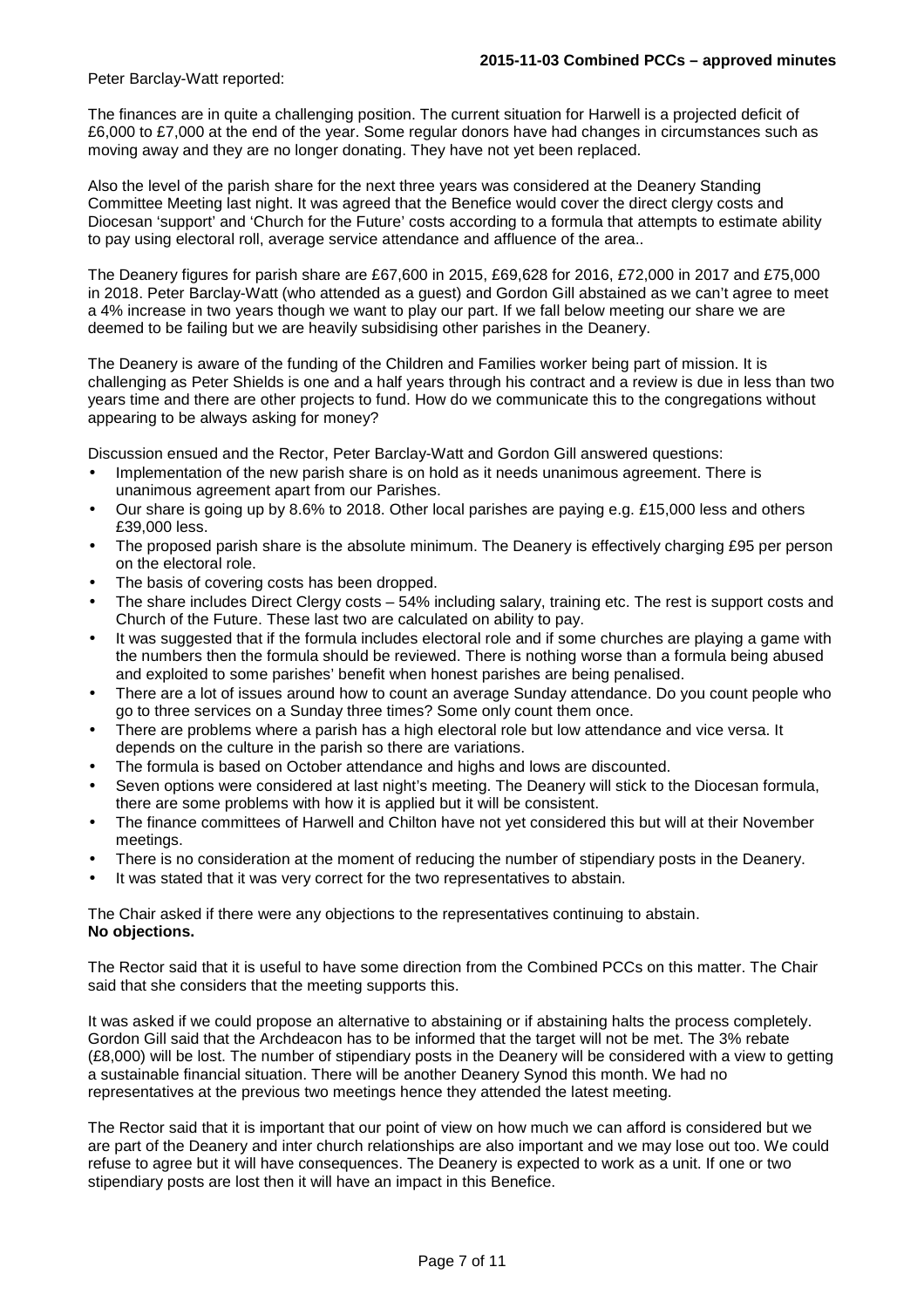Peter Barclay-Watt reported:

The finances are in quite a challenging position. The current situation for Harwell is a projected deficit of £6,000 to £7,000 at the end of the year. Some regular donors have had changes in circumstances such as moving away and they are no longer donating. They have not yet been replaced.

Also the level of the parish share for the next three years was considered at the Deanery Standing Committee Meeting last night. It was agreed that the Benefice would cover the direct clergy costs and Diocesan 'support' and 'Church for the Future' costs according to a formula that attempts to estimate ability to pay using electoral roll, average service attendance and affluence of the area..

The Deanery figures for parish share are £67,600 in 2015, £69,628 for 2016, £72,000 in 2017 and £75,000 in 2018. Peter Barclay-Watt (who attended as a guest) and Gordon Gill abstained as we can't agree to meet a 4% increase in two years though we want to play our part. If we fall below meeting our share we are deemed to be failing but we are heavily subsidising other parishes in the Deanery.

The Deanery is aware of the funding of the Children and Families worker being part of mission. It is challenging as Peter Shields is one and a half years through his contract and a review is due in less than two years time and there are other projects to fund. How do we communicate this to the congregations without appearing to be always asking for money?

Discussion ensued and the Rector, Peter Barclay-Watt and Gordon Gill answered questions:

- Implementation of the new parish share is on hold as it needs unanimous agreement. There is unanimous agreement apart from our Parishes.
- Our share is going up by 8.6% to 2018. Other local parishes are paying e.g. £15,000 less and others £39,000 less.
- The proposed parish share is the absolute minimum. The Deanery is effectively charging £95 per person on the electoral role.
- The basis of covering costs has been dropped.
- The share includes Direct Clergy costs – 54% including salary, training etc. The rest is support costs and Church of the Future. These last two are calculated on ability to pay.
- It was suggested that if the formula includes electoral role and if some churches are playing a game with the numbers then the formula should be reviewed. There is nothing worse than a formula being abused and exploited to some parishes' benefit when honest parishes are being penalised.
- There are a lot of issues around how to count an average Sunday attendance. Do you count people who go to three services on a Sunday three times? Some only count them once.
- There are problems where a parish has a high electoral role but low attendance and vice versa. It depends on the culture in the parish so there are variations.
- The formula is based on October attendance and highs and lows are discounted.
- Seven options were considered at last night's meeting. The Deanery will stick to the Diocesan formula, there are some problems with how it is applied but it will be consistent.
- The finance committees of Harwell and Chilton have not yet considered this but will at their November meetings.
- There is no consideration at the moment of reducing the number of stipendiary posts in the Deanery.
- It was stated that it was very correct for the two representatives to abstain.

The Chair asked if there were any objections to the representatives continuing to abstain.
**No objections.**

The Rector said that it is useful to have some direction from the Combined PCCs on this matter. The Chair said that she considers that the meeting supports this.

It was asked if we could propose an alternative to abstaining or if abstaining halts the process completely. Gordon Gill said that the Archdeacon has to be informed that the target will not be met. The 3% rebate (£8,000) will be lost. The number of stipendiary posts in the Deanery will be considered with a view to getting a sustainable financial situation. There will be another Deanery Synod this month. We had no representatives at the previous two meetings hence they attended the latest meeting.

The Rector said that it is important that our point of view on how much we can afford is considered but we are part of the Deanery and inter church relationships are also important and we may lose out too. We could refuse to agree but it will have consequences. The Deanery is expected to work as a unit. If one or two stipendiary posts are lost then it will have an impact in this Benefice.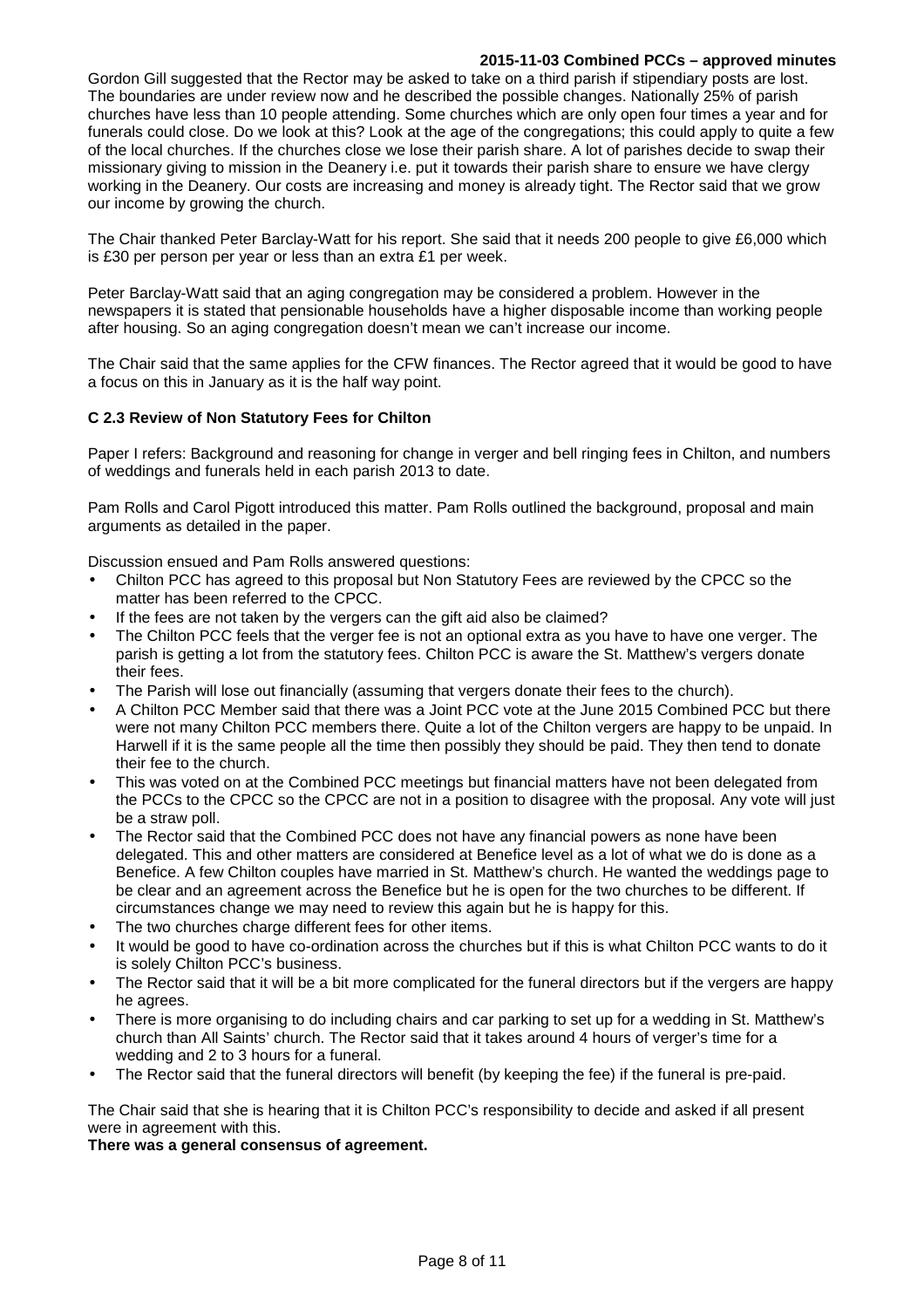Gordon Gill suggested that the Rector may be asked to take on a third parish if stipendiary posts are lost. The boundaries are under review now and he described the possible changes. Nationally 25% of parish churches have less than 10 people attending. Some churches which are only open four times a year and for funerals could close. Do we look at this? Look at the age of the congregations; this could apply to quite a few of the local churches. If the churches close we lose their parish share. A lot of parishes decide to swap their missionary giving to mission in the Deanery i.e. put it towards their parish share to ensure we have clergy working in the Deanery. Our costs are increasing and money is already tight. The Rector said that we grow our income by growing the church.

The Chair thanked Peter Barclay-Watt for his report. She said that it needs 200 people to give £6,000 which is £30 per person per year or less than an extra £1 per week.

Peter Barclay-Watt said that an aging congregation may be considered a problem. However in the newspapers it is stated that pensionable households have a higher disposable income than working people after housing. So an aging congregation doesn't mean we can't increase our income.

The Chair said that the same applies for the CFW finances. The Rector agreed that it would be good to have a focus on this in January as it is the half way point.

**C 2.3 Review of Non Statutory Fees for Chilton**

Paper I refers: Background and reasoning for change in verger and bell ringing fees in Chilton, and numbers of weddings and funerals held in each parish 2013 to date.

Pam Rolls and Carol Pigott introduced this matter. Pam Rolls outlined the background, proposal and main arguments as detailed in the paper.

Discussion ensued and Pam Rolls answered questions:

- Chilton PCC has agreed to this proposal but Non Statutory Fees are reviewed by the CPCC so the matter has been referred to the CPCC.
- If the fees are not taken by the vergers can the gift aid also be claimed?
- The Chilton PCC feels that the verger fee is not an optional extra as you have to have one verger. The parish is getting a lot from the statutory fees. Chilton PCC is aware the St. Matthew's vergers donate their fees.
- The Parish will lose out financially (assuming that vergers donate their fees to the church).
- A Chilton PCC Member said that there was a Joint PCC vote at the June 2015 Combined PCC but there were not many Chilton PCC members there. Quite a lot of the Chilton vergers are happy to be unpaid. In Harwell if it is the same people all the time then possibly they should be paid. They then tend to donate their fee to the church.
- This was voted on at the Combined PCC meetings but financial matters have not been delegated from the PCCs to the CPCC so the CPCC are not in a position to disagree with the proposal. Any vote will just be a straw poll.
- The Rector said that the Combined PCC does not have any financial powers as none have been delegated. This and other matters are considered at Benefice level as a lot of what we do is done as a Benefice. A few Chilton couples have married in St. Matthew's church. He wanted the weddings page to be clear and an agreement across the Benefice but he is open for the two churches to be different. If circumstances change we may need to review this again but he is happy for this.
- The two churches charge different fees for other items.
- It would be good to have co-ordination across the churches but if this is what Chilton PCC wants to do it is solely Chilton PCC's business.
- The Rector said that it will be a bit more complicated for the funeral directors but if the vergers are happy he agrees.
- There is more organising to do including chairs and car parking to set up for a wedding in St. Matthew's church than All Saints' church. The Rector said that it takes around 4 hours of verger's time for a wedding and 2 to 3 hours for a funeral.
- The Rector said that the funeral directors will benefit (by keeping the fee) if the funeral is pre-paid.

The Chair said that she is hearing that it is Chilton PCC's responsibility to decide and asked if all present were in agreement with this.

**There was a general consensus of agreement.**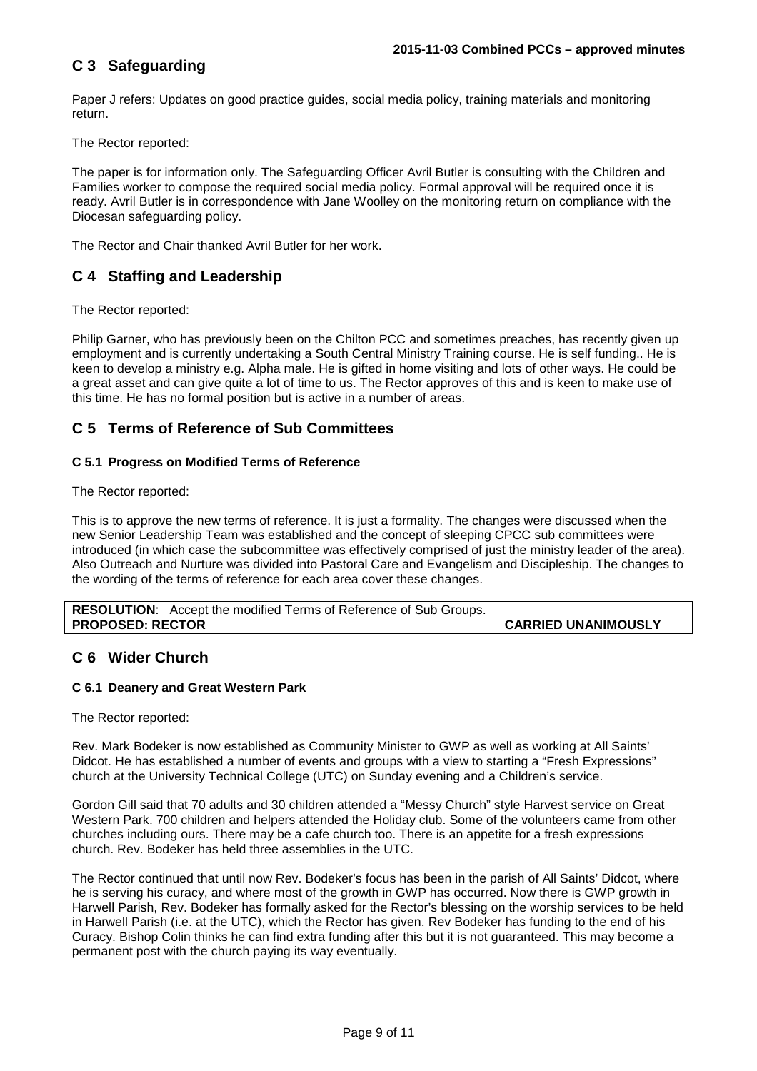## C 3 Safeguarding

Paper J refers: Updates on good practice guides, social media policy, training materials and monitoring return.

The Rector reported:

The paper is for information only. The Safeguarding Officer Avril Butler is consulting with the Children and Families worker to compose the required social media policy. Formal approval will be required once it is ready. Avril Butler is in correspondence with Jane Woolley on the monitoring return on compliance with the Diocesan safeguarding policy.

The Rector and Chair thanked Avril Butler for her work.

## C 4 Staffing and Leadership

The Rector reported:

Philip Garner, who has previously been on the Chilton PCC and sometimes preaches, has recently given up employment and is currently undertaking a South Central Ministry Training course. He is self funding.. He is keen to develop a ministry e.g. Alpha male. He is gifted in home visiting and lots of other ways. He could be a great asset and can give quite a lot of time to us. The Rector approves of this and is keen to make use of this time. He has no formal position but is active in a number of areas.

## C 5 Terms of Reference of Sub Committees

### C 5.1 Progress on Modified Terms of Reference

The Rector reported:

This is to approve the new terms of reference. It is just a formality. The changes were discussed when the new Senior Leadership Team was established and the concept of sleeping CPCC sub committees were introduced (in which case the subcommittee was effectively comprised of just the ministry leader of the area). Also Outreach and Nurture was divided into Pastoral Care and Evangelism and Discipleship. The changes to the wording of the terms of reference for each area cover these changes.

| **RESOLUTION**: Accept the modified Terms of Reference of Sub Groups. | |
|---|---|
| **PROPOSED: RECTOR** | **CARRIED UNANIMOUSLY** |

## C 6 Wider Church

### C 6.1 Deanery and Great Western Park

The Rector reported:

Rev. Mark Bodeker is now established as Community Minister to GWP as well as working at All Saints' Didcot. He has established a number of events and groups with a view to starting a "Fresh Expressions" church at the University Technical College (UTC) on Sunday evening and a Children's service.

Gordon Gill said that 70 adults and 30 children attended a "Messy Church" style Harvest service on Great Western Park. 700 children and helpers attended the Holiday club. Some of the volunteers came from other churches including ours. There may be a cafe church too. There is an appetite for a fresh expressions church. Rev. Bodeker has held three assemblies in the UTC.

The Rector continued that until now Rev. Bodeker's focus has been in the parish of All Saints' Didcot, where he is serving his curacy, and where most of the growth in GWP has occurred. Now there is GWP growth in Harwell Parish, Rev. Bodeker has formally asked for the Rector's blessing on the worship services to be held in Harwell Parish (i.e. at the UTC), which the Rector has given. Rev Bodeker has funding to the end of his Curacy. Bishop Colin thinks he can find extra funding after this but it is not guaranteed. This may become a permanent post with the church paying its way eventually.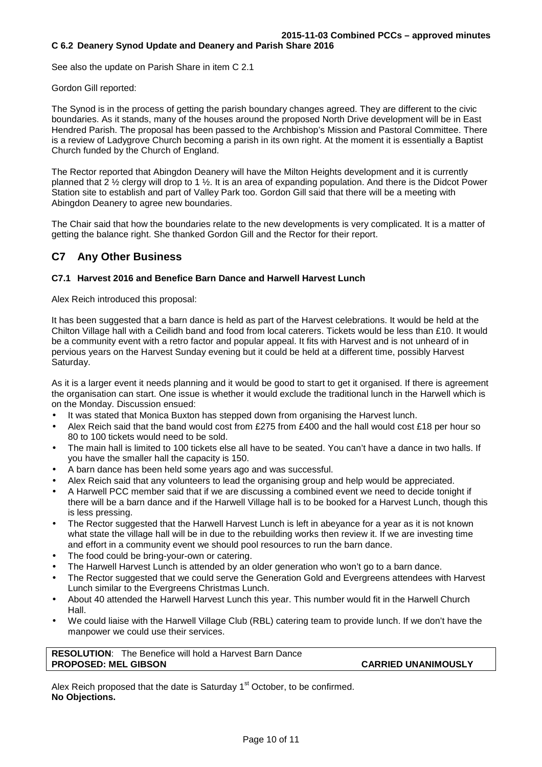### C 6.2 Deanery Synod Update and Deanery and Parish Share 2016

See also the update on Parish Share in item C 2.1

Gordon Gill reported:

The Synod is in the process of getting the parish boundary changes agreed. They are different to the civic boundaries. As it stands, many of the houses around the proposed North Drive development will be in East Hendred Parish. The proposal has been passed to the Archbishop's Mission and Pastoral Committee. There is a review of Ladygrove Church becoming a parish in its own right. At the moment it is essentially a Baptist Church funded by the Church of England.

The Rector reported that Abingdon Deanery will have the Milton Heights development and it is currently planned that 2 ½ clergy will drop to 1 ½. It is an area of expanding population. And there is the Didcot Power Station site to establish and part of Valley Park too. Gordon Gill said that there will be a meeting with Abingdon Deanery to agree new boundaries.

The Chair said that how the boundaries relate to the new developments is very complicated. It is a matter of getting the balance right. She thanked Gordon Gill and the Rector for their report.

## C7 Any Other Business

### C7.1 Harvest 2016 and Benefice Barn Dance and Harwell Harvest Lunch

Alex Reich introduced this proposal:

It has been suggested that a barn dance is held as part of the Harvest celebrations. It would be held at the Chilton Village hall with a Ceilidh band and food from local caterers. Tickets would be less than £10. It would be a community event with a retro factor and popular appeal. It fits with Harvest and is not unheard of in pervious years on the Harvest Sunday evening but it could be held at a different time, possibly Harvest Saturday.

As it is a larger event it needs planning and it would be good to start to get it organised. If there is agreement the organisation can start. One issue is whether it would exclude the traditional lunch in the Harwell which is on the Monday. Discussion ensued:

- It was stated that Monica Buxton has stepped down from organising the Harvest lunch.
- Alex Reich said that the band would cost from £275 from £400 and the hall would cost £18 per hour so 80 to 100 tickets would need to be sold.
- The main hall is limited to 100 tickets else all have to be seated. You can't have a dance in two halls. If you have the smaller hall the capacity is 150.
- A barn dance has been held some years ago and was successful.
- Alex Reich said that any volunteers to lead the organising group and help would be appreciated.
- A Harwell PCC member said that if we are discussing a combined event we need to decide tonight if there will be a barn dance and if the Harwell Village hall is to be booked for a Harvest Lunch, though this is less pressing.
- The Rector suggested that the Harwell Harvest Lunch is left in abeyance for a year as it is not known what state the village hall will be in due to the rebuilding works then review it. If we are investing time and effort in a community event we should pool resources to run the barn dance.
- The food could be bring-your-own or catering.
- The Harwell Harvest Lunch is attended by an older generation who won't go to a barn dance.
- The Rector suggested that we could serve the Generation Gold and Evergreens attendees with Harvest Lunch similar to the Evergreens Christmas Lunch.
- About 40 attended the Harwell Harvest Lunch this year. This number would fit in the Harwell Church Hall.
- We could liaise with the Harwell Village Club (RBL) catering team to provide lunch. If we don't have the manpower we could use their services.

| **RESOLUTION**: The Benefice will hold a Harvest Barn Dance | |
|---|---|
| **PROPOSED: MEL GIBSON** | **CARRIED UNANIMOUSLY** |

Alex Reich proposed that the date is Saturday 1st October, to be confirmed.
**No Objections.**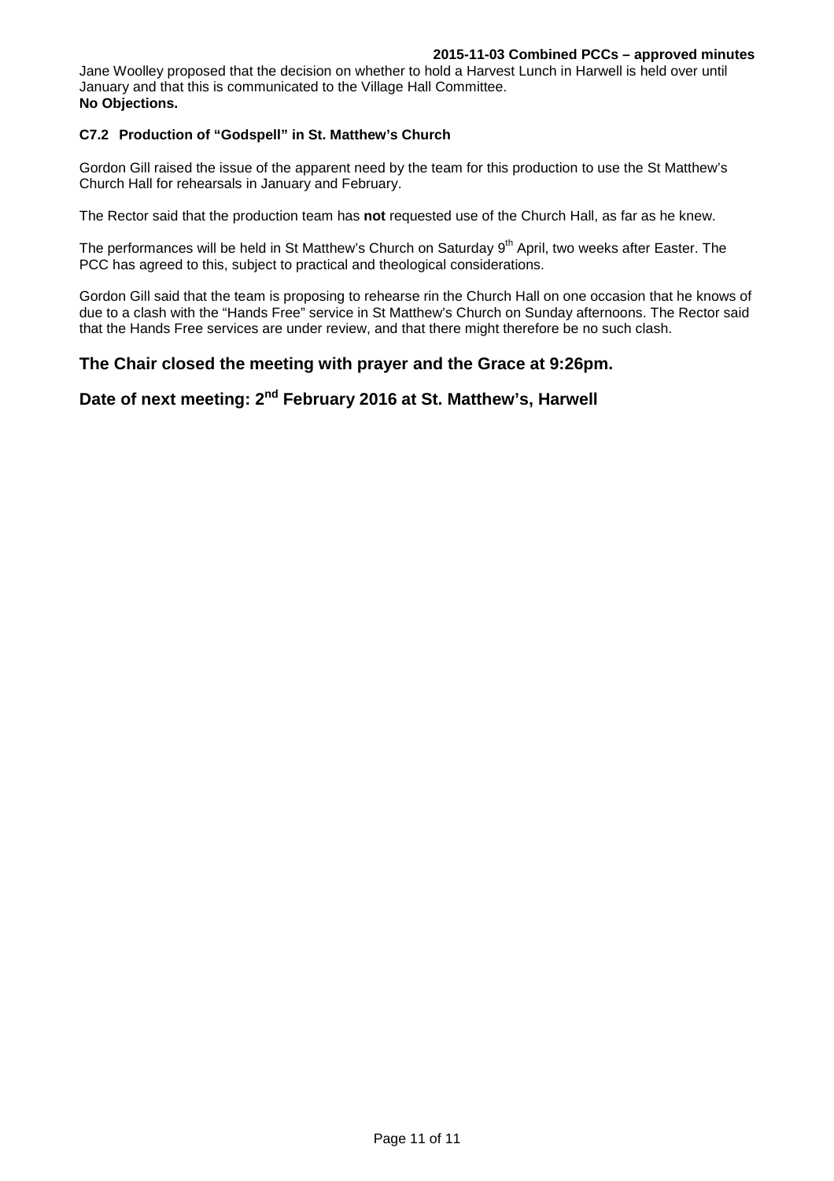Jane Woolley proposed that the decision on whether to hold a Harvest Lunch in Harwell is held over until January and that this is communicated to the Village Hall Committee.
**No Objections.**

#### C7.2 Production of "Godspell" in St. Matthew's Church

Gordon Gill raised the issue of the apparent need by the team for this production to use the St Matthew's Church Hall for rehearsals in January and February.

The Rector said that the production team has **not** requested use of the Church Hall, as far as he knew.

The performances will be held in St Matthew's Church on Saturday 9th April, two weeks after Easter. The PCC has agreed to this, subject to practical and theological considerations.

Gordon Gill said that the team is proposing to rehearse rin the Church Hall on one occasion that he knows of due to a clash with the "Hands Free" service in St Matthew's Church on Sunday afternoons. The Rector said that the Hands Free services are under review, and that there might therefore be no such clash.

## The Chair closed the meeting with prayer and the Grace at 9:26pm.

## Date of next meeting: 2nd February 2016 at St. Matthew's, Harwell